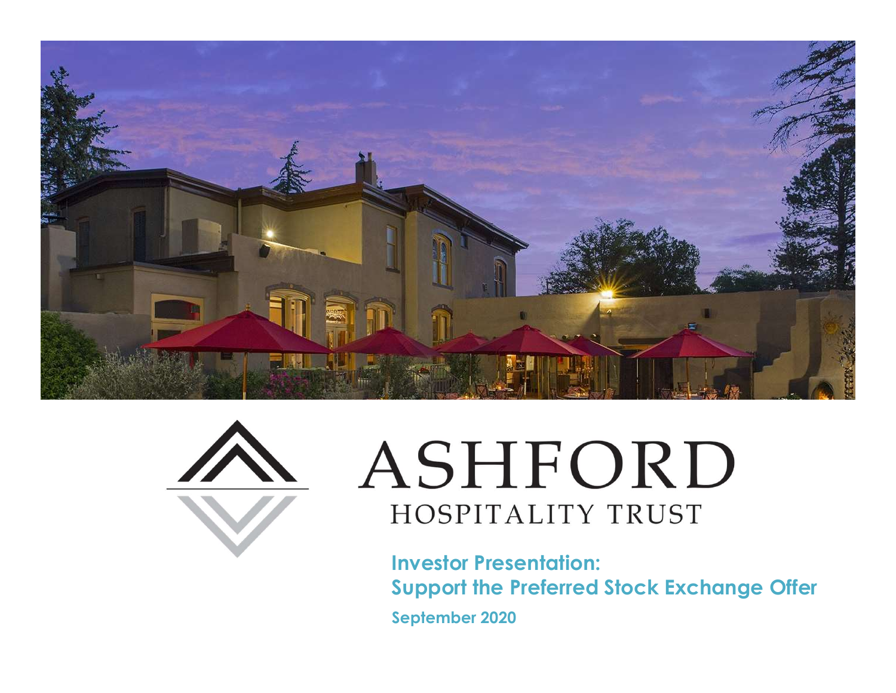ASHFORD

HOSPITALITY TRUST

**Investor Presentation:**
**Support the Preferred Stock Exchange Offer**

**September 2020**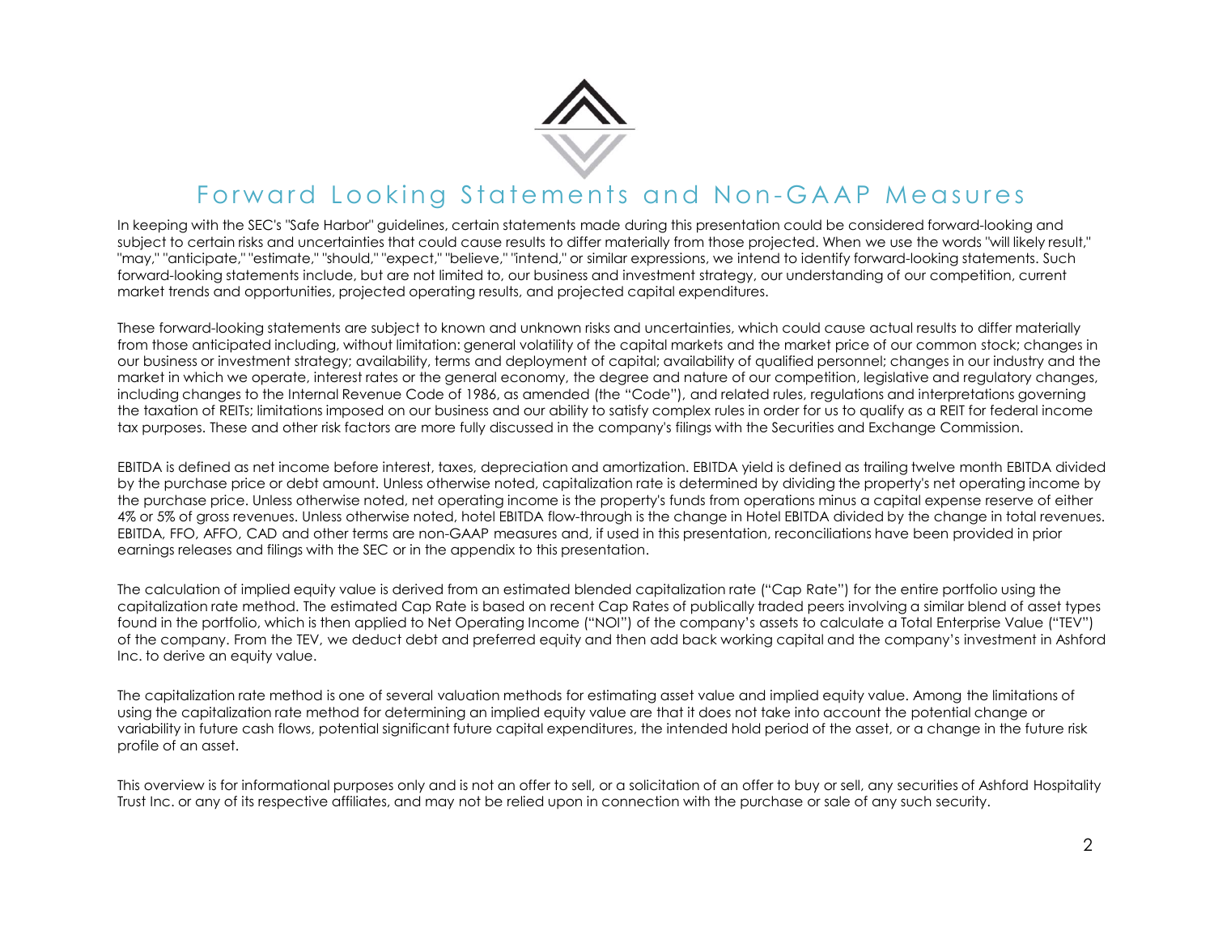# Forward Looking Statements and Non-GAAP Measures

In keeping with the SEC's "Safe Harbor" guidelines, certain statements made during this presentation could be considered forward-looking and subject to certain risks and uncertainties that could cause results to differ materially from those projected. When we use the words "will likely result," "may," "anticipate," "estimate," "should," "expect," "believe," "intend," or similar expressions, we intend to identify forward-looking statements. Such forward-looking statements include, but are not limited to, our business and investment strategy, our understanding of our competition, current market trends and opportunities, projected operating results, and projected capital expenditures.

These forward-looking statements are subject to known and unknown risks and uncertainties, which could cause actual results to differ materially from those anticipated including, without limitation: general volatility of the capital markets and the market price of our common stock; changes in our business or investment strategy; availability, terms and deployment of capital; availability of qualified personnel; changes in our industry and the market in which we operate, interest rates or the general economy, the degree and nature of our competition, legislative and regulatory changes, including changes to the Internal Revenue Code of 1986, as amended (the "Code"), and related rules, regulations and interpretations governing the taxation of REITs; limitations imposed on our business and our ability to satisfy complex rules in order for us to qualify as a REIT for federal income tax purposes. These and other risk factors are more fully discussed in the company's filings with the Securities and Exchange Commission.

EBITDA is defined as net income before interest, taxes, depreciation and amortization. EBITDA yield is defined as trailing twelve month EBITDA divided by the purchase price or debt amount. Unless otherwise noted, capitalization rate is determined by dividing the property's net operating income by the purchase price. Unless otherwise noted, net operating income is the property's funds from operations minus a capital expense reserve of either 4% or 5% of gross revenues. Unless otherwise noted, hotel EBITDA flow-through is the change in Hotel EBITDA divided by the change in total revenues. EBITDA, FFO, AFFO, CAD and other terms are non-GAAP measures and, if used in this presentation, reconciliations have been provided in prior earnings releases and filings with the SEC or in the appendix to this presentation.

The calculation of implied equity value is derived from an estimated blended capitalization rate ("Cap Rate") for the entire portfolio using the capitalization rate method. The estimated Cap Rate is based on recent Cap Rates of publically traded peers involving a similar blend of asset types found in the portfolio, which is then applied to Net Operating Income ("NOI") of the company's assets to calculate a Total Enterprise Value ("TEV") of the company. From the TEV, we deduct debt and preferred equity and then add back working capital and the company's investment in Ashford Inc. to derive an equity value.

The capitalization rate method is one of several valuation methods for estimating asset value and implied equity value. Among the limitations of using the capitalization rate method for determining an implied equity value are that it does not take into account the potential change or variability in future cash flows, potential significant future capital expenditures, the intended hold period of the asset, or a change in the future risk profile of an asset.

This overview is for informational purposes only and is not an offer to sell, or a solicitation of an offer to buy or sell, any securities of Ashford Hospitality Trust Inc. or any of its respective affiliates, and may not be relied upon in connection with the purchase or sale of any such security.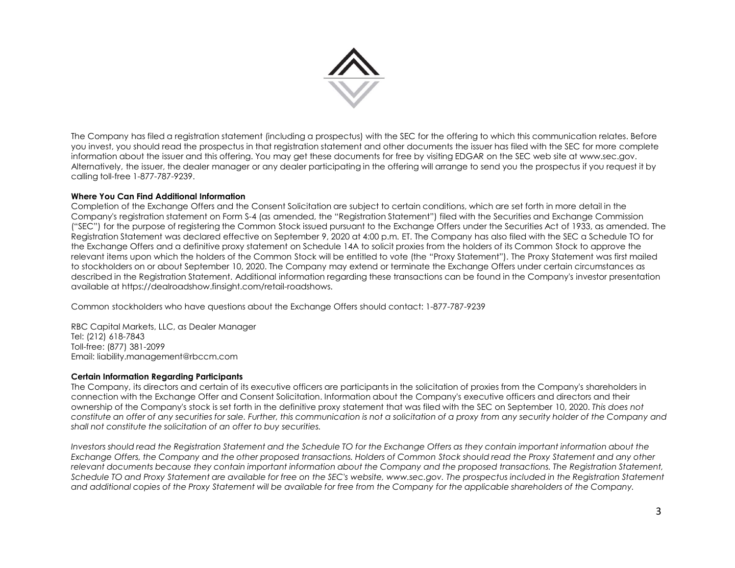The Company has filed a registration statement (including a prospectus) with the SEC for the offering to which this communication relates. Before you invest, you should read the prospectus in that registration statement and other documents the issuer has filed with the SEC for more complete information about the issuer and this offering. You may get these documents for free by visiting EDGAR on the SEC web site at www.sec.gov. Alternatively, the issuer, the dealer manager or any dealer participating in the offering will arrange to send you the prospectus if you request it by calling toll-free 1-877-787-9239.

**Where You Can Find Additional Information**

Completion of the Exchange Offers and the Consent Solicitation are subject to certain conditions, which are set forth in more detail in the Company's registration statement on Form S-4 (as amended, the "Registration Statement") filed with the Securities and Exchange Commission ("SEC") for the purpose of registering the Common Stock issued pursuant to the Exchange Offers under the Securities Act of 1933, as amended. The Registration Statement was declared effective on September 9, 2020 at 4:00 p.m. ET. The Company has also filed with the SEC a Schedule TO for the Exchange Offers and a definitive proxy statement on Schedule 14A to solicit proxies from the holders of its Common Stock to approve the relevant items upon which the holders of the Common Stock will be entitled to vote (the "Proxy Statement"). The Proxy Statement was first mailed to stockholders on or about September 10, 2020. The Company may extend or terminate the Exchange Offers under certain circumstances as described in the Registration Statement. Additional information regarding these transactions can be found in the Company's investor presentation available at https://dealroadshow.finsight.com/retail-roadshows.

Common stockholders who have questions about the Exchange Offers should contact: 1-877-787-9239

RBC Capital Markets, LLC, as Dealer Manager
Tel: (212) 618-7843
Toll-free: (877) 381-2099
Email: liability.management@rbccm.com

**Certain Information Regarding Participants**

The Company, its directors and certain of its executive officers are participants in the solicitation of proxies from the Company's shareholders in connection with the Exchange Offer and Consent Solicitation. Information about the Company's executive officers and directors and their ownership of the Company's stock is set forth in the definitive proxy statement that was filed with the SEC on September 10, 2020. *This does not constitute an offer of any securities for sale. Further, this communication is not a solicitation of a proxy from any security holder of the Company and shall not constitute the solicitation of an offer to buy securities.*

*Investors should read the Registration Statement and the Schedule TO for the Exchange Offers as they contain important information about the Exchange Offers, the Company and the other proposed transactions. Holders of Common Stock should read the Proxy Statement and any other relevant documents because they contain important information about the Company and the proposed transactions. The Registration Statement, Schedule TO and Proxy Statement are available for free on the SEC's website, www.sec.gov. The prospectus included in the Registration Statement and additional copies of the Proxy Statement will be available for free from the Company for the applicable shareholders of the Company.*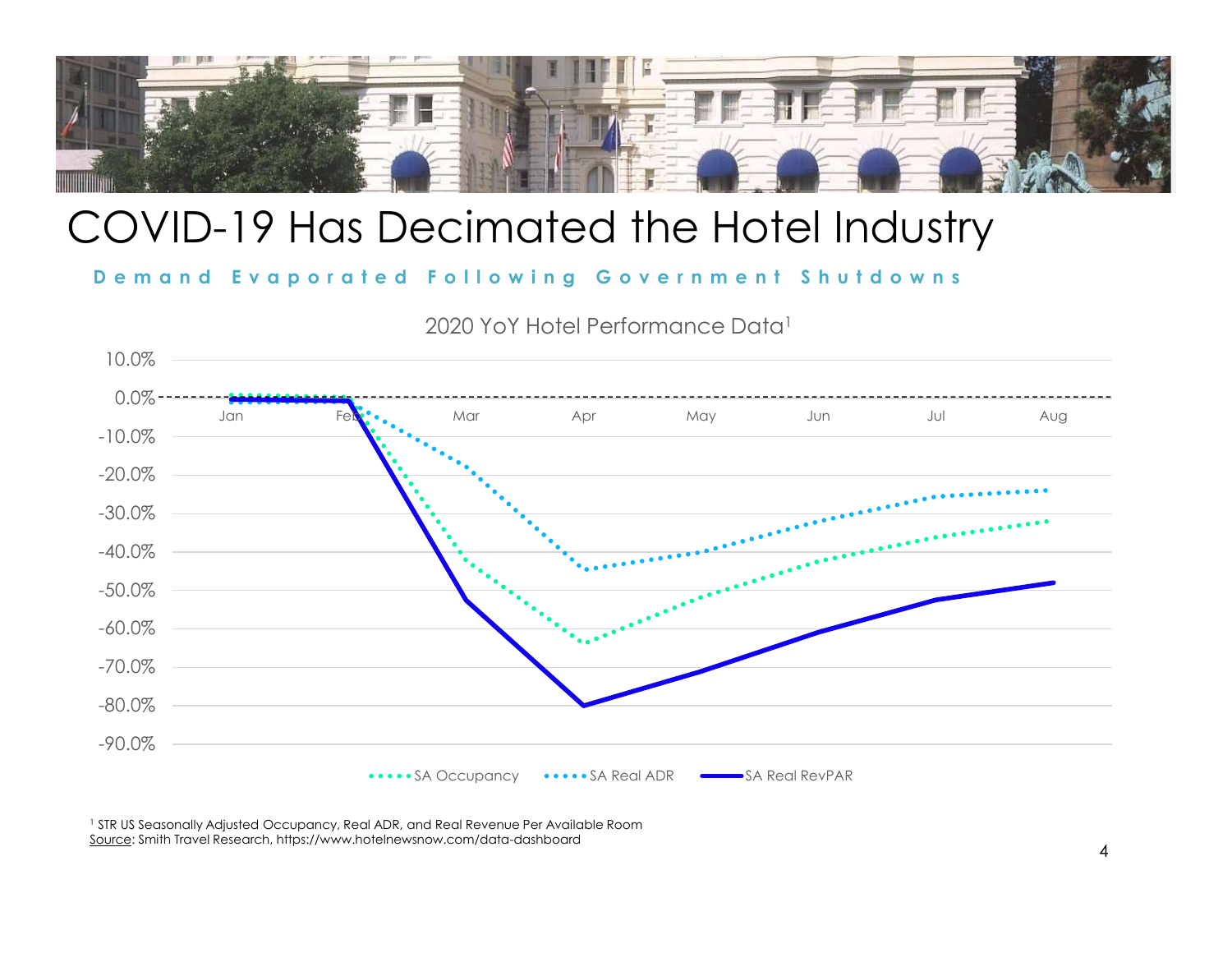# COVID-19 Has Decimated the Hotel Industry

**Demand Evaporated Following Government Shutdowns**

2020 YoY Hotel Performance Data[1]

10.0%
0.0%
-10.0%
-20.0%
-30.0%
-40.0%
-50.0%
-60.0%
-70.0%
-80.0%
-90.0%

Jan Feb Mar Apr May Jun Jul Aug

SA Occupancy SA Real ADR SA Real RevPAR

[1] STR US Seasonally Adjusted Occupancy, Real ADR, and Real Revenue Per Available Room
Source: Smith Travel Research, https://www.hotelnewsnow.com/data-dashboard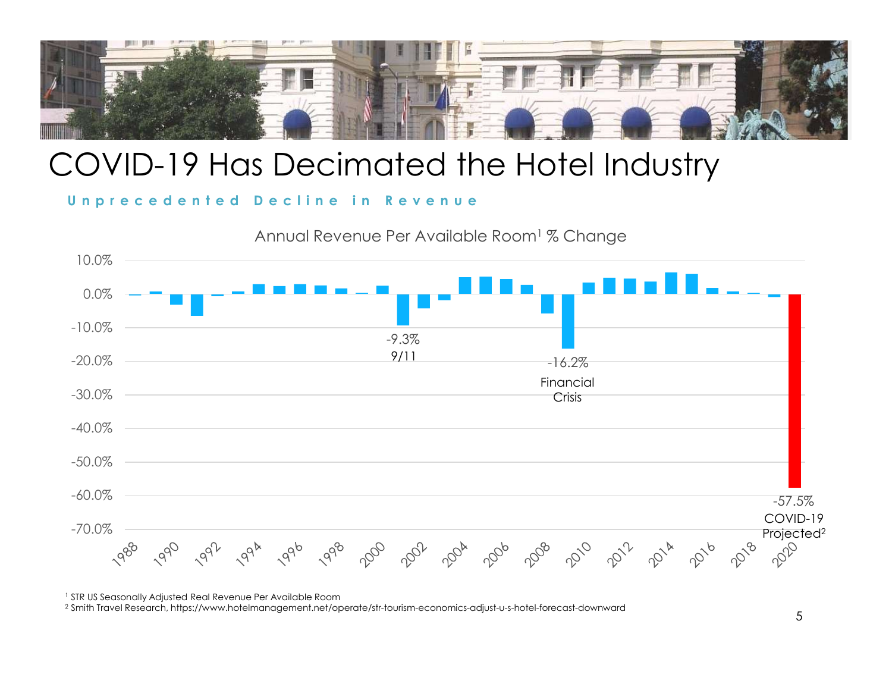# COVID-19 Has Decimated the Hotel Industry

**Unprecedented Decline in Revenue**

Annual Revenue Per Available Room[1] % Change

-9.3% 9/11

-16.2% Financial Crisis

-57.5% COVID-19 Projected[2]

[1] STR US Seasonally Adjusted Real Revenue Per Available Room

[2] Smith Travel Research, https://www.hotelmanagement.net/operate/str-tourism-economics-adjust-u-s-hotel-forecast-downward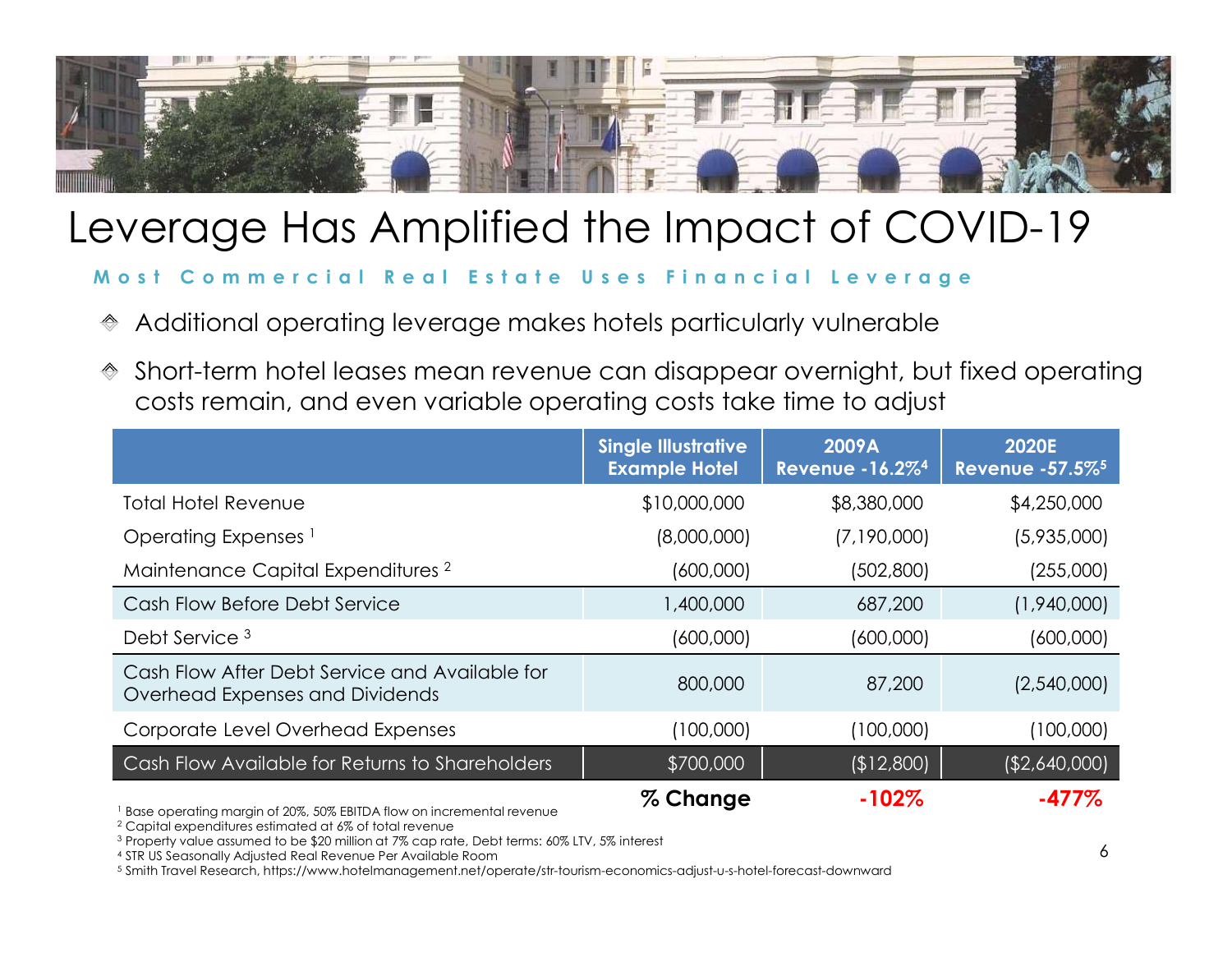# Leverage Has Amplified the Impact of COVID-19

**Most Commercial Real Estate Uses Financial Leverage**

- Additional operating leverage makes hotels particularly vulnerable
- Short-term hotel leases mean revenue can disappear overnight, but fixed operating costs remain, and even variable operating costs take time to adjust

| | Single Illustrative Example Hotel | 2009A Revenue -16.2%[4] | 2020E Revenue -57.5%[5] |
|---|---|---|---|
| Total Hotel Revenue | $10,000,000 | $8,380,000 | $4,250,000 |
| Operating Expenses [1] | (8,000,000) | (7,190,000) | (5,935,000) |
| Maintenance Capital Expenditures [2] | (600,000) | (502,800) | (255,000) |
| Cash Flow Before Debt Service | 1,400,000 | 687,200 | (1,940,000) |
| Debt Service [3] | (600,000) | (600,000) | (600,000) |
| Cash Flow After Debt Service and Available for Overhead Expenses and Dividends | 800,000 | 87,200 | (2,540,000) |
| Corporate Level Overhead Expenses | (100,000) | (100,000) | (100,000) |
| Cash Flow Available for Returns to Shareholders | $700,000 | ($12,800) | ($2,640,000) |
| | **% Change** | **-102%** | **-477%** |

[1] Base operating margin of 20%, 50% EBITDA flow on incremental revenue
[2] Capital expenditures estimated at 6% of total revenue
[3] Property value assumed to be $20 million at 7% cap rate, Debt terms: 60% LTV, 5% interest
[4] STR US Seasonally Adjusted Real Revenue Per Available Room
[5] Smith Travel Research, https://www.hotelmanagement.net/operate/str-tourism-economics-adjust-u-s-hotel-forecast-downward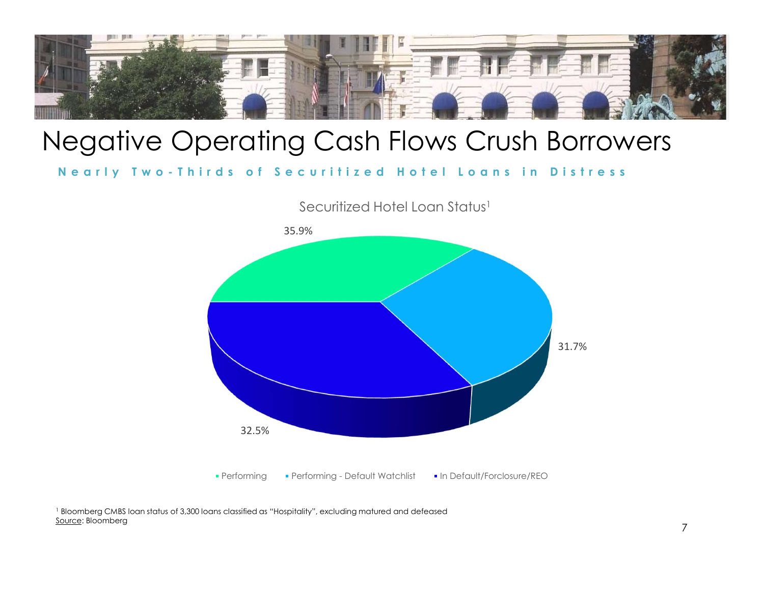# Negative Operating Cash Flows Crush Borrowers

**Nearly Two-Thirds of Securitized Hotel Loans in Distress**

Securitized Hotel Loan Status[1]

| Status | Share |
|---|---|
| Performing | 35.9% |
| Performing - Default Watchlist | 31.7% |
| In Default/Forclosure/REO | 32.5% |

[1] Bloomberg CMBS loan status of 3,300 loans classified as "Hospitality", excluding matured and defeased

Source: Bloomberg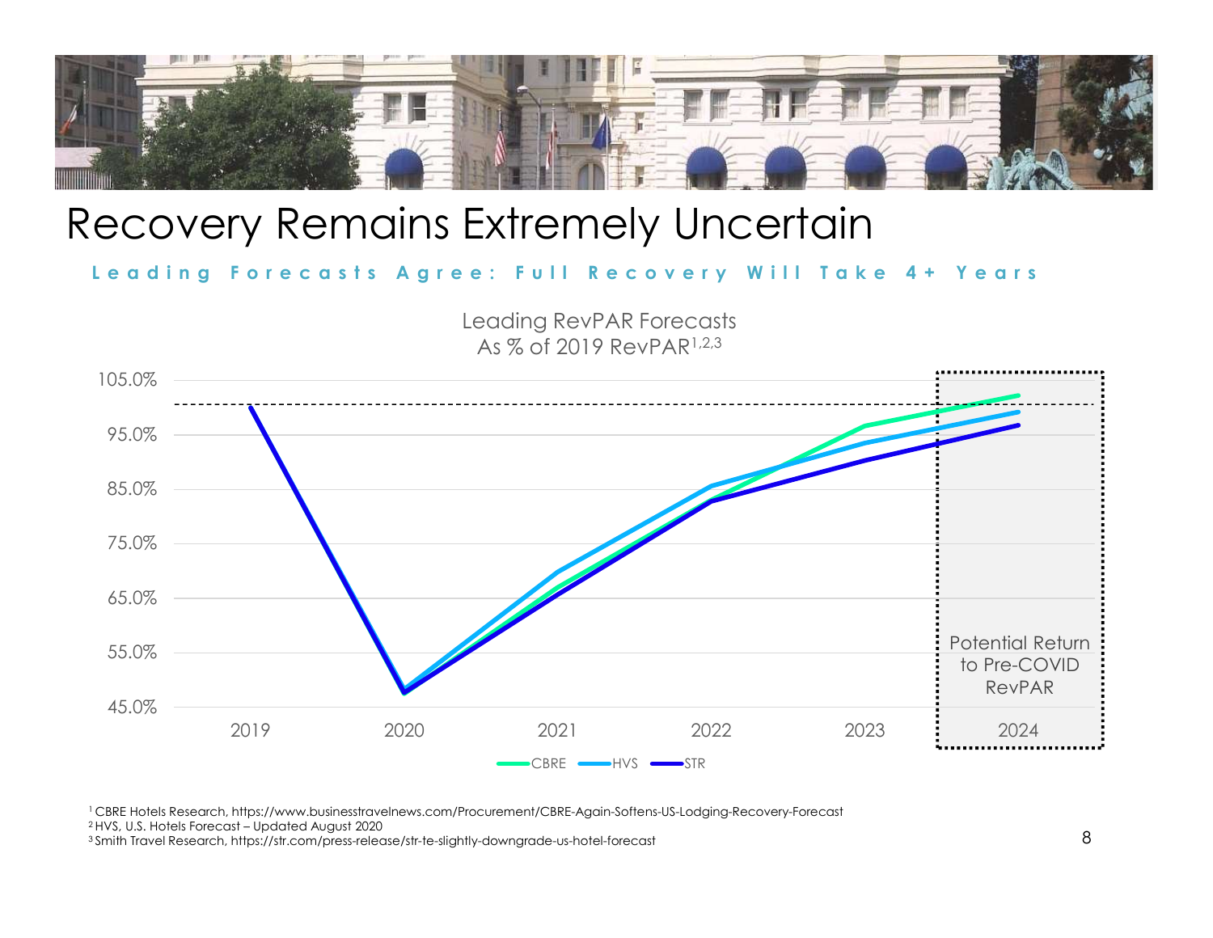# Recovery Remains Extremely Uncertain

**Leading Forecasts Agree: Full Recovery Will Take 4+ Years**

Leading RevPAR Forecasts
As % of 2019 RevPAR[1,2,3]

105.0%
95.0%
85.0%
75.0%
65.0%
55.0%
45.0%

2019 2020 2021 2022 2023 2024

Potential Return to Pre-COVID RevPAR

CBRE HVS STR

[1] CBRE Hotels Research, https://www.businesstravelnews.com/Procurement/CBRE-Again-Softens-US-Lodging-Recovery-Forecast
[2] HVS, U.S. Hotels Forecast – Updated August 2020
[3] Smith Travel Research, https://str.com/press-release/str-te-slightly-downgrade-us-hotel-forecast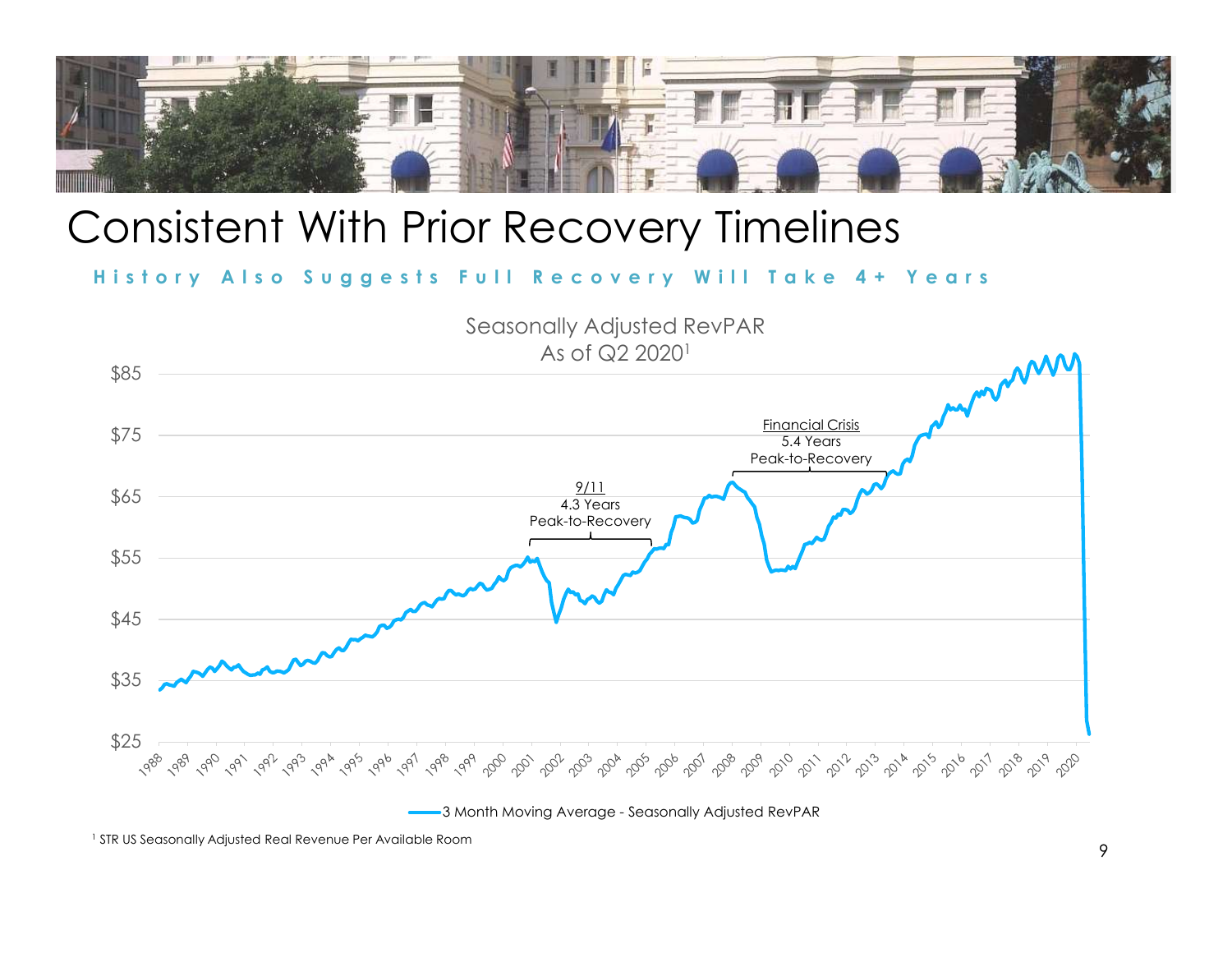# Consistent With Prior Recovery Timelines

**History Also Suggests Full Recovery Will Take 4+ Years**

Seasonally Adjusted RevPAR
As of Q2 2020[1]

9/11
4.3 Years
Peak-to-Recovery

Financial Crisis
5.4 Years
Peak-to-Recovery

$85
$75
$65
$55
$45
$35
$25

1988 1989 1990 1991 1992 1993 1994 1995 1996 1997 1998 1999 2000 2001 2002 2003 2004 2005 2006 2007 2008 2009 2010 2011 2012 2013 2014 2015 2016 2017 2018 2019 2020

3 Month Moving Average - Seasonally Adjusted RevPAR

[1] STR US Seasonally Adjusted Real Revenue Per Available Room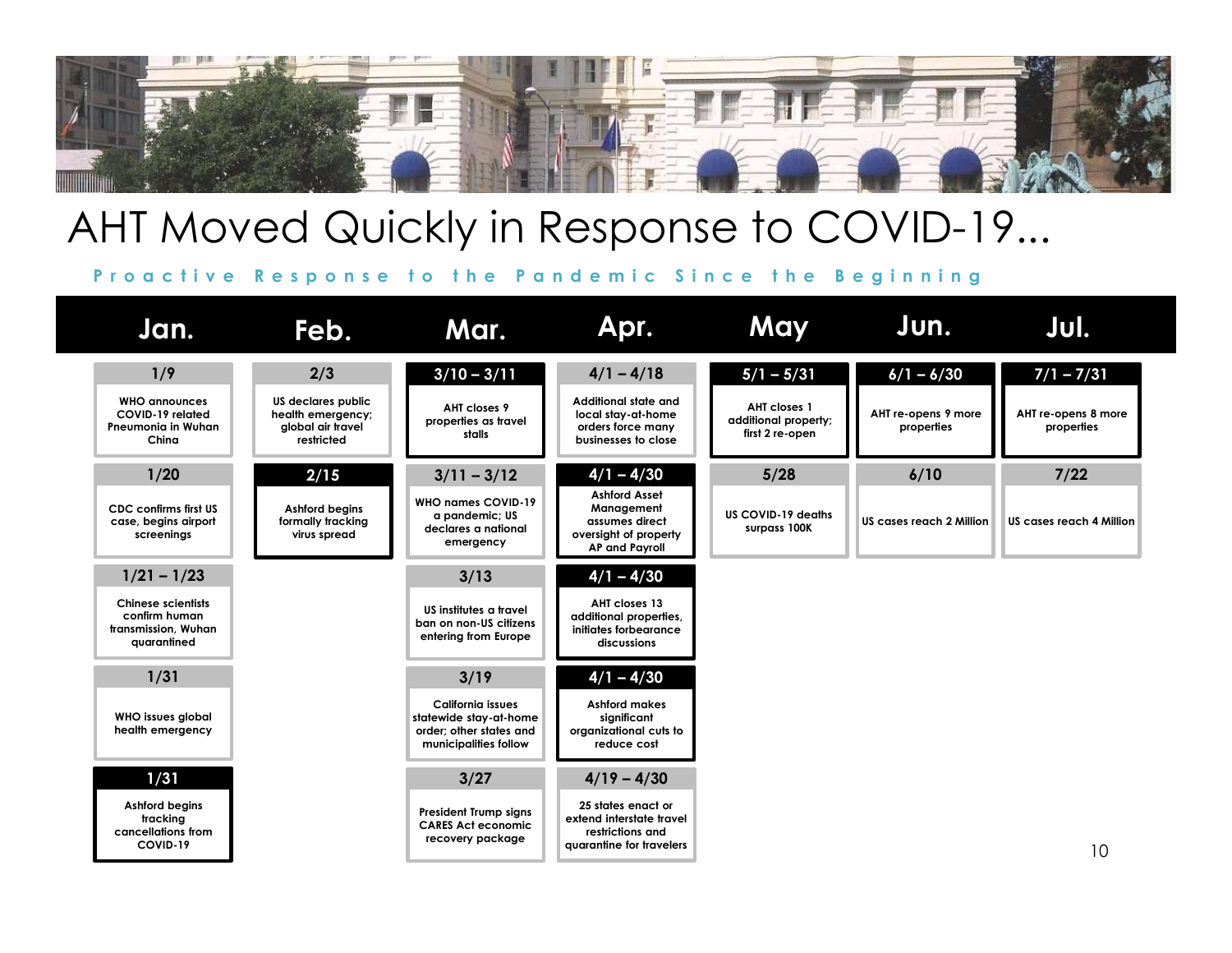# AHT Moved Quickly in Response to COVID-19...

**Proactive Response to the Pandemic Since the Beginning**

| Jan. | Feb. | Mar. | Apr. | May | Jun. | Jul. |
|---|---|---|---|---|---|---|
| **1/9** WHO announces COVID-19 related Pneumonia in Wuhan China | **2/3** US declares public health emergency; global air travel restricted | **3/10 – 3/11** AHT closes 9 properties as travel stalls | **4/1 – 4/18** Additional state and local stay-at-home orders force many businesses to close | **5/1 – 5/31** AHT closes 1 additional property; first 2 re-open | **6/1 – 6/30** AHT re-opens 9 more properties | **7/1 – 7/31** AHT re-opens 8 more properties |
| **1/20** CDC confirms first US case, begins airport screenings | **2/15** Ashford begins formally tracking virus spread | **3/11 – 3/12** WHO names COVID-19 a pandemic; US declares a national emergency | **4/1 – 4/30** Ashford Asset Management assumes direct oversight of property AP and Payroll | **5/28** US COVID-19 deaths surpass 100K | **6/10** US cases reach 2 Million | **7/22** US cases reach 4 Million |
| **1/21 – 1/23** Chinese scientists confirm human transmission, Wuhan quarantined | | **3/13** US institutes a travel ban on non-US citizens entering from Europe | **4/1 – 4/30** AHT closes 13 additional properties, initiates forbearance discussions | | | |
| **1/31** WHO issues global health emergency | | **3/19** California issues statewide stay-at-home order; other states and municipalities follow | **4/1 – 4/30** Ashford makes significant organizational cuts to reduce cost | | | |
| **1/31** Ashford begins tracking cancellations from COVID-19 | | **3/27** President Trump signs CARES Act economic recovery package | **4/19 – 4/30** 25 states enact or extend interstate travel restrictions and quarantine for travelers | | | |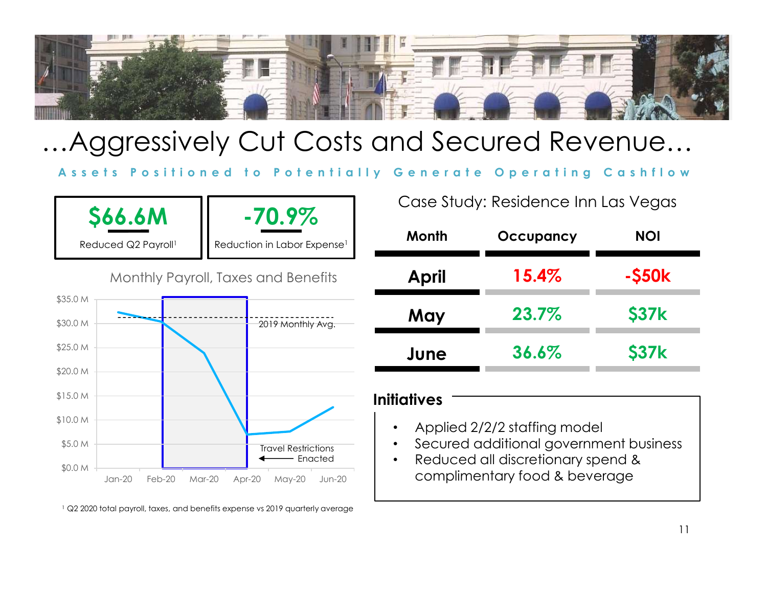# …Aggressively Cut Costs and Secured Revenue…

**Assets Positioned to Potentially Generate Operating Cashflow**

**$66.6M**
Reduced Q2 Payroll[1]

**-70.9%**
Reduction in Labor Expense[1]

Monthly Payroll, Taxes and Benefits

$35.0 M
$30.0 M
$25.0 M
$20.0 M
$15.0 M
$10.0 M
$5.0 M
$0.0 M

Jan-20 Feb-20 Mar-20 Apr-20 May-20 Jun-20

2019 Monthly Avg.

Travel Restrictions Enacted

[1] Q2 2020 total payroll, taxes, and benefits expense vs 2019 quarterly average

## Case Study: Residence Inn Las Vegas

| Month | Occupancy | NOI |
| --- | --- | --- |
| April | 15.4% | -$50k |
| May | 23.7% | $37k |
| June | 36.6% | $37k |

### Initiatives

- Applied 2/2/2 staffing model
- Secured additional government business
- Reduced all discretionary spend & complimentary food & beverage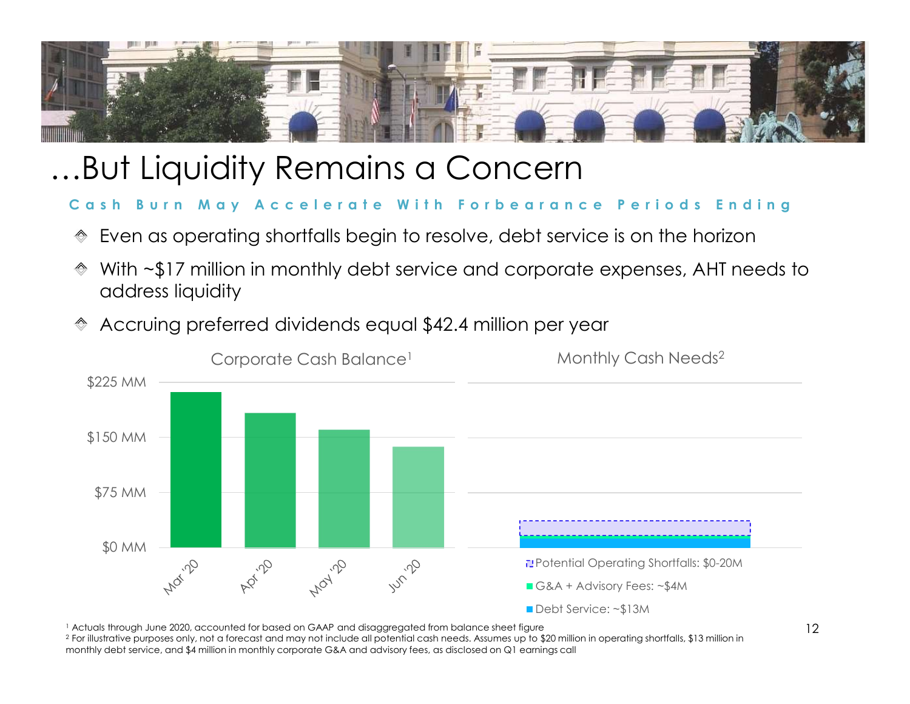# …But Liquidity Remains a Concern

**Cash Burn May Accelerate With Forbearance Periods Ending**

- Even as operating shortfalls begin to resolve, debt service is on the horizon
- With ~$17 million in monthly debt service and corporate expenses, AHT needs to address liquidity
- Accruing preferred dividends equal $42.4 million per year

Corporate Cash Balance[1]

$225 MM
$150 MM
$75 MM
$0 MM

Mar '20 | Apr '20 | May '20 | Jun '20

Monthly Cash Needs[2]

- Potential Operating Shortfalls: $0-20M
- G&A + Advisory Fees: ~$4M
- Debt Service: ~$13M

[1] Actuals through June 2020, accounted for based on GAAP and disaggregated from balance sheet figure
[2] For illustrative purposes only, not a forecast and may not include all potential cash needs. Assumes up to $20 million in operating shortfalls, $13 million in monthly debt service, and $4 million in monthly corporate G&A and advisory fees, as disclosed on Q1 earnings call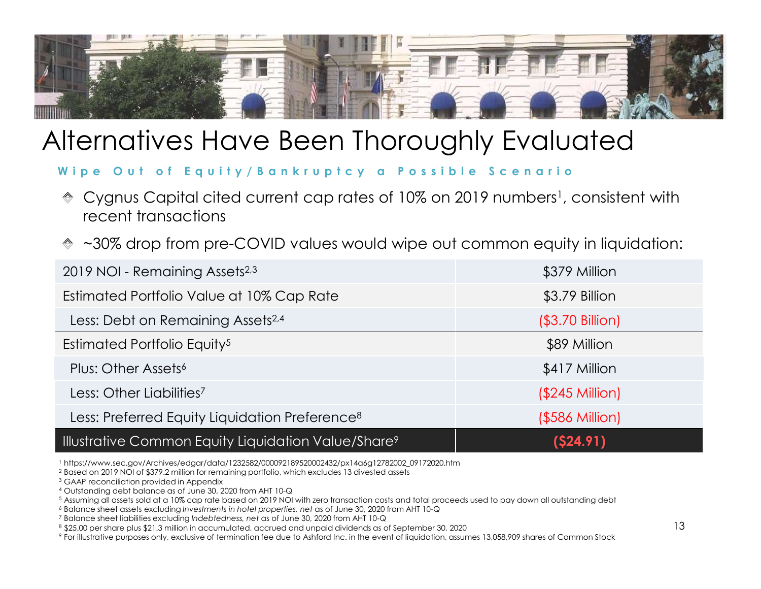# Alternatives Have Been Thoroughly Evaluated

**Wipe Out of Equity/Bankruptcy a Possible Scenario**

- Cygnus Capital cited current cap rates of 10% on 2019 numbers[1], consistent with recent transactions
- ~30% drop from pre-COVID values would wipe out common equity in liquidation:

| | |
|---|---|
| 2019 NOI - Remaining Assets[2,3] | $379 Million |
| Estimated Portfolio Value at 10% Cap Rate | $3.79 Billion |
| Less: Debt on Remaining Assets[2,4] | ($3.70 Billion) |
| Estimated Portfolio Equity[5] | $89 Million |
| Plus: Other Assets[6] | $417 Million |
| Less: Other Liabilities[7] | ($245 Million) |
| Less: Preferred Equity Liquidation Preference[8] | ($586 Million) |
| **Illustrative Common Equity Liquidation Value/Share[9]** | **($24.91)** |

[1] https://www.sec.gov/Archives/edgar/data/1232582/000092189520002432/px14a6g12782002_09172020.htm
[2] Based on 2019 NOI of $379.2 million for remaining portfolio, which excludes 13 divested assets
[3] GAAP reconciliation provided in Appendix
[4] Outstanding debt balance as of June 30, 2020 from AHT 10-Q
[5] Assuming all assets sold at a 10% cap rate based on 2019 NOI with zero transaction costs and total proceeds used to pay down all outstanding debt
[6] Balance sheet assets excluding *Investments in hotel properties, net* as of June 30, 2020 from AHT 10-Q
[7] Balance sheet liabilities excluding *Indebtedness, net* as of June 30, 2020 from AHT 10-Q
[8] $25.00 per share plus $21.3 million in accumulated, accrued and unpaid dividends as of September 30, 2020
[9] For illustrative purposes only, exclusive of termination fee due to Ashford Inc. in the event of liquidation, assumes 13,058,909 shares of Common Stock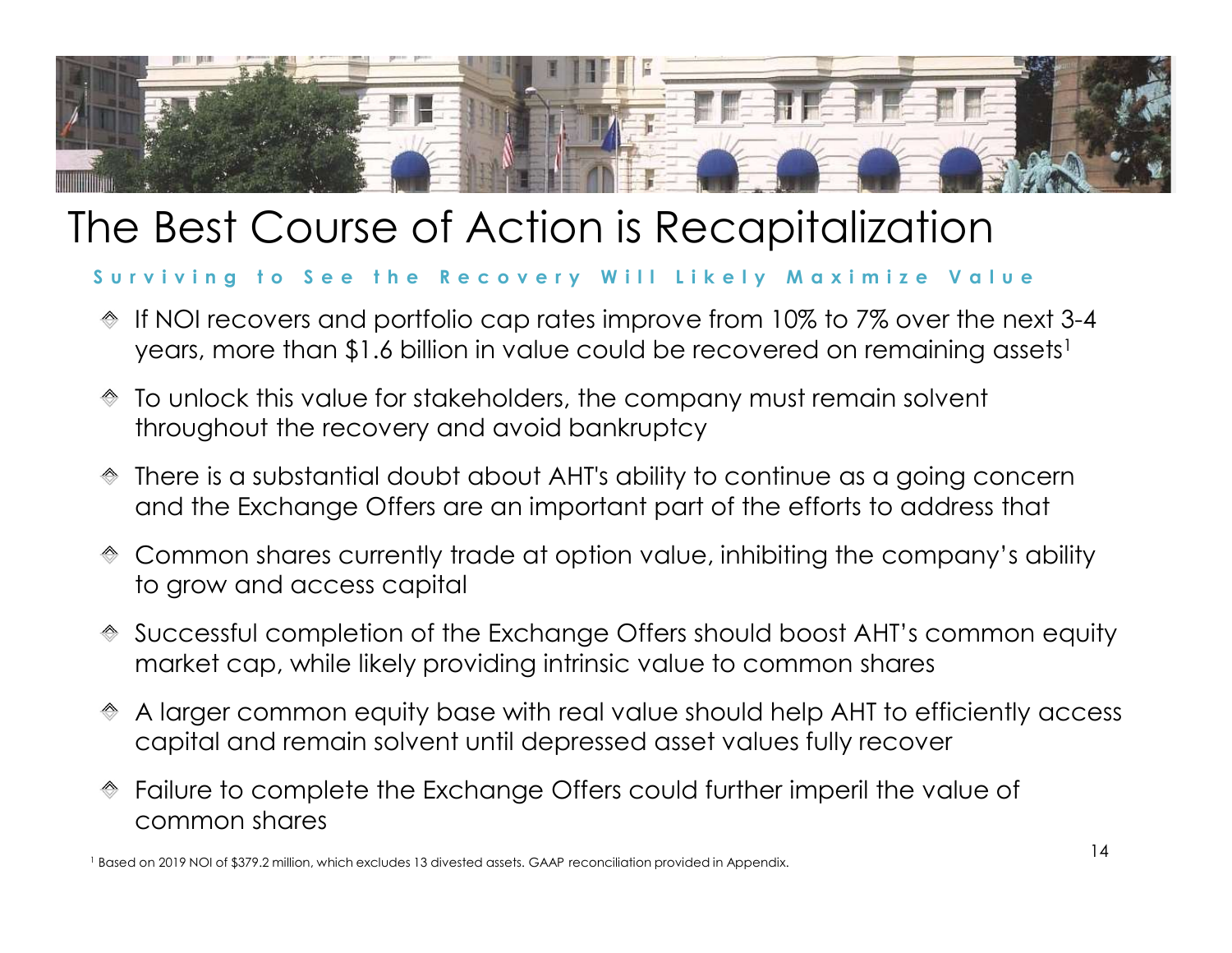# The Best Course of Action is Recapitalization

**Surviving to See the Recovery Will Likely Maximize Value**

- If NOI recovers and portfolio cap rates improve from 10% to 7% over the next 3-4 years, more than $1.6 billion in value could be recovered on remaining assets[1]
- To unlock this value for stakeholders, the company must remain solvent throughout the recovery and avoid bankruptcy
- There is a substantial doubt about AHT's ability to continue as a going concern and the Exchange Offers are an important part of the efforts to address that
- Common shares currently trade at option value, inhibiting the company's ability to grow and access capital
- Successful completion of the Exchange Offers should boost AHT's common equity market cap, while likely providing intrinsic value to common shares
- A larger common equity base with real value should help AHT to efficiently access capital and remain solvent until depressed asset values fully recover
- Failure to complete the Exchange Offers could further imperil the value of common shares

[1] Based on 2019 NOI of $379.2 million, which excludes 13 divested assets. GAAP reconciliation provided in Appendix.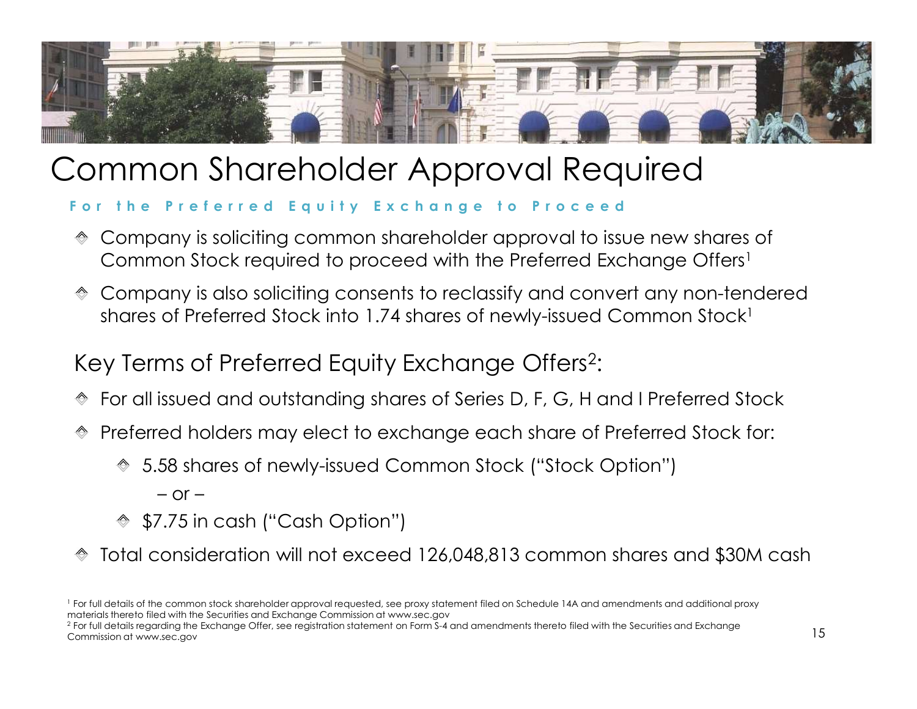# Common Shareholder Approval Required

**For the Preferred Equity Exchange to Proceed**

- Company is soliciting common shareholder approval to issue new shares of Common Stock required to proceed with the Preferred Exchange Offers[1]
- Company is also soliciting consents to reclassify and convert any non-tendered shares of Preferred Stock into 1.74 shares of newly-issued Common Stock[1]

## Key Terms of Preferred Equity Exchange Offers[2]:

- For all issued and outstanding shares of Series D, F, G, H and I Preferred Stock
- Preferred holders may elect to exchange each share of Preferred Stock for:
  - 5.58 shares of newly-issued Common Stock ("Stock Option")

    – or –

  - $7.75 in cash ("Cash Option")
- Total consideration will not exceed 126,048,813 common shares and $30M cash

[1] For full details of the common stock shareholder approval requested, see proxy statement filed on Schedule 14A and amendments and additional proxy materials thereto filed with the Securities and Exchange Commission at www.sec.gov

[2] For full details regarding the Exchange Offer, see registration statement on Form S-4 and amendments thereto filed with the Securities and Exchange Commission at www.sec.gov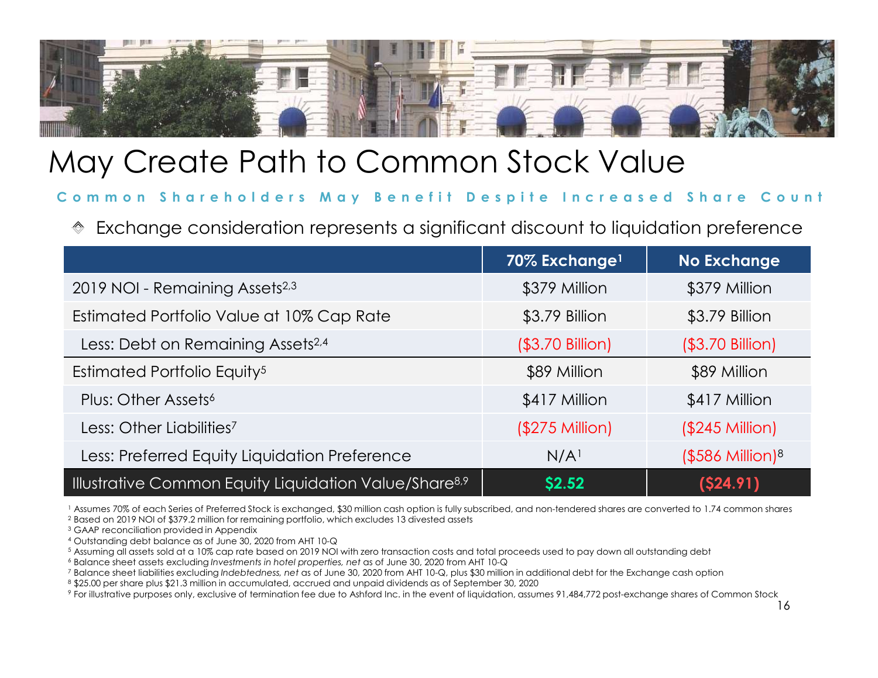# May Create Path to Common Stock Value

## Common Shareholders May Benefit Despite Increased Share Count

- Exchange consideration represents a significant discount to liquidation preference

| | 70% Exchange[1] | No Exchange |
|---|---|---|
| 2019 NOI - Remaining Assets[2,3] | $379 Million | $379 Million |
| Estimated Portfolio Value at 10% Cap Rate | $3.79 Billion | $3.79 Billion |
| Less: Debt on Remaining Assets[2,4] | ($3.70 Billion) | ($3.70 Billion) |
| Estimated Portfolio Equity[5] | $89 Million | $89 Million |
| Plus: Other Assets[6] | $417 Million | $417 Million |
| Less: Other Liabilities[7] | ($275 Million) | ($245 Million) |
| Less: Preferred Equity Liquidation Preference | N/A[1] | ($586 Million)[8] |
| **Illustrative Common Equity Liquidation Value/Share[8,9]** | **$2.52** | **($24.91)** |

[1] Assumes 70% of each Series of Preferred Stock is exchanged, $30 million cash option is fully subscribed, and non-tendered shares are converted to 1.74 common shares

[2] Based on 2019 NOI of $379.2 million for remaining portfolio, which excludes 13 divested assets

[3] GAAP reconciliation provided in Appendix

[4] Outstanding debt balance as of June 30, 2020 from AHT 10-Q

[5] Assuming all assets sold at a 10% cap rate based on 2019 NOI with zero transaction costs and total proceeds used to pay down all outstanding debt

[6] Balance sheet assets excluding *Investments in hotel properties, net* as of June 30, 2020 from AHT 10-Q

[7] Balance sheet liabilities excluding *Indebtedness, net* as of June 30, 2020 from AHT 10-Q, plus $30 million in additional debt for the Exchange cash option

[8] $25.00 per share plus $21.3 million in accumulated, accrued and unpaid dividends as of September 30, 2020

[9] For illustrative purposes only, exclusive of termination fee due to Ashford Inc. in the event of liquidation, assumes 91,484,772 post-exchange shares of Common Stock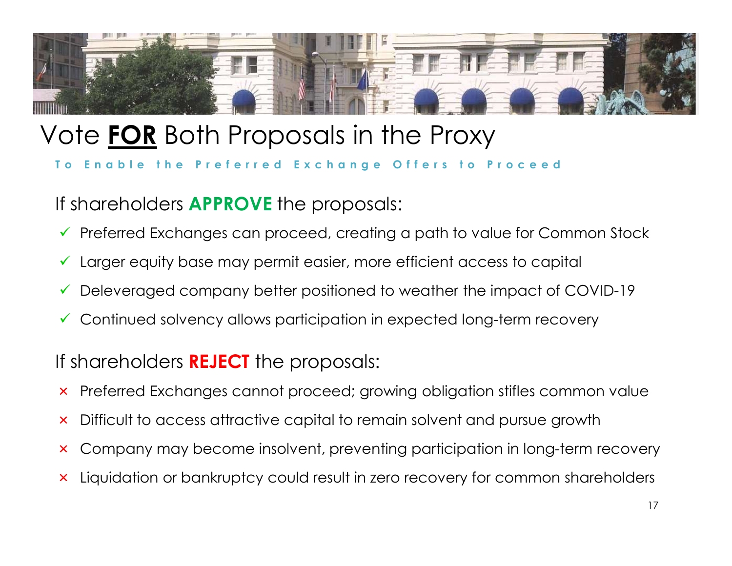# Vote **FOR** Both Proposals in the Proxy

**To Enable the Preferred Exchange Offers to Proceed**

If shareholders **APPROVE** the proposals:

- ✓ Preferred Exchanges can proceed, creating a path to value for Common Stock
- ✓ Larger equity base may permit easier, more efficient access to capital
- ✓ Deleveraged company better positioned to weather the impact of COVID-19
- ✓ Continued solvency allows participation in expected long-term recovery

If shareholders **REJECT** the proposals:

- × Preferred Exchanges cannot proceed; growing obligation stifles common value
- × Difficult to access attractive capital to remain solvent and pursue growth
- × Company may become insolvent, preventing participation in long-term recovery
- × Liquidation or bankruptcy could result in zero recovery for common shareholders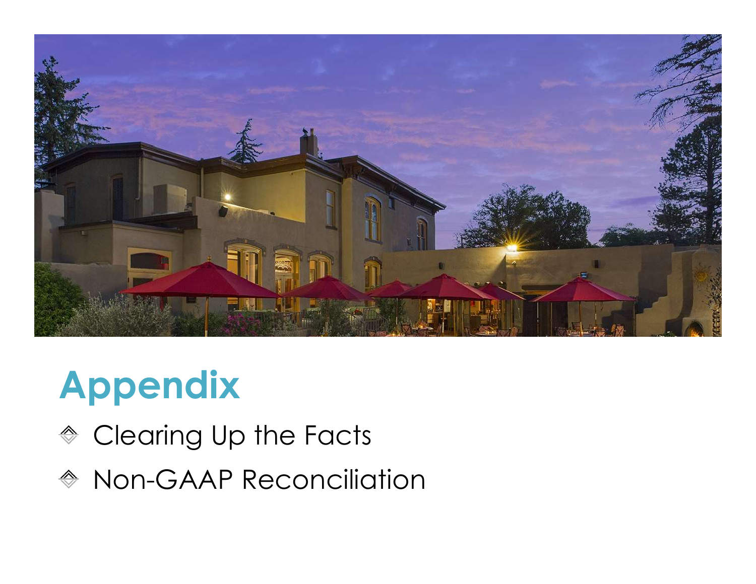# Appendix

- Clearing Up the Facts
- Non-GAAP Reconciliation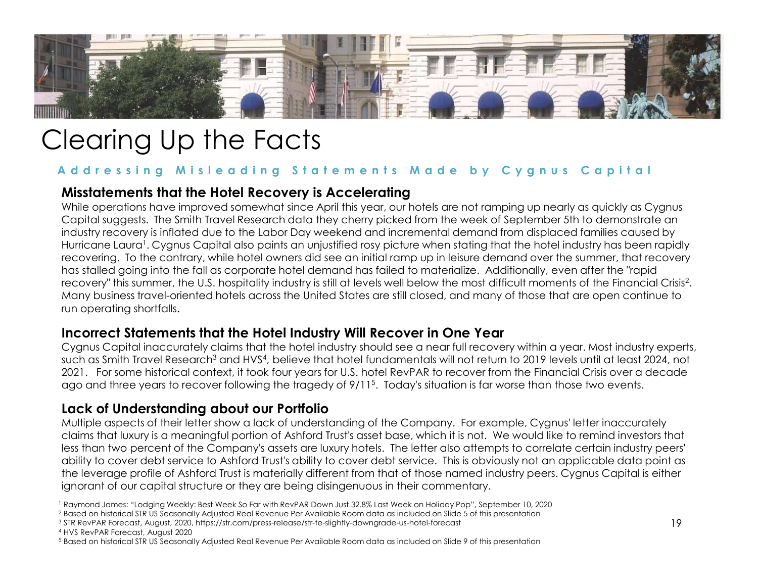# Clearing Up the Facts

## Addressing Misleading Statements Made by Cygnus Capital

### Misstatements that the Hotel Recovery is Accelerating

While operations have improved somewhat since April this year, our hotels are not ramping up nearly as quickly as Cygnus Capital suggests. The Smith Travel Research data they cherry picked from the week of September 5th to demonstrate an industry recovery is inflated due to the Labor Day weekend and incremental demand from displaced families caused by Hurricane Laura[1]. Cygnus Capital also paints an unjustified rosy picture when stating that the hotel industry has been rapidly recovering. To the contrary, while hotel owners did see an initial ramp up in leisure demand over the summer, that recovery has stalled going into the fall as corporate hotel demand has failed to materialize. Additionally, even after the "rapid recovery" this summer, the U.S. hospitality industry is still at levels well below the most difficult moments of the Financial Crisis[2]. Many business travel-oriented hotels across the United States are still closed, and many of those that are open continue to run operating shortfalls.

### Incorrect Statements that the Hotel Industry Will Recover in One Year

Cygnus Capital inaccurately claims that the hotel industry should see a near full recovery within a year. Most industry experts, such as Smith Travel Research[3] and HVS[4], believe that hotel fundamentals will not return to 2019 levels until at least 2024, not 2021. For some historical context, it took four years for U.S. hotel RevPAR to recover from the Financial Crisis over a decade ago and three years to recover following the tragedy of 9/11[5]. Today's situation is far worse than those two events.

### Lack of Understanding about our Portfolio

Multiple aspects of their letter show a lack of understanding of the Company. For example, Cygnus' letter inaccurately claims that luxury is a meaningful portion of Ashford Trust's asset base, which it is not. We would like to remind investors that less than two percent of the Company's assets are luxury hotels. The letter also attempts to correlate certain industry peers' ability to cover debt service to Ashford Trust's ability to cover debt service. This is obviously not an applicable data point as the leverage profile of Ashford Trust is materially different from that of those named industry peers. Cygnus Capital is either ignorant of our capital structure or they are being disingenuous in their commentary.

[1] Raymond James: "Lodging Weekly: Best Week So Far with RevPAR Down Just 32.8% Last Week on Holiday Pop", September 10, 2020

[2] Based on historical STR US Seasonally Adjusted Real Revenue Per Available Room data as included on Slide 5 of this presentation

[3] STR RevPAR Forecast, August, 2020, https://str.com/press-release/str-te-slightly-downgrade-us-hotel-forecast

[4] HVS RevPAR Forecast, August 2020

[5] Based on historical STR US Seasonally Adjusted Real Revenue Per Available Room data as included on Slide 9 of this presentation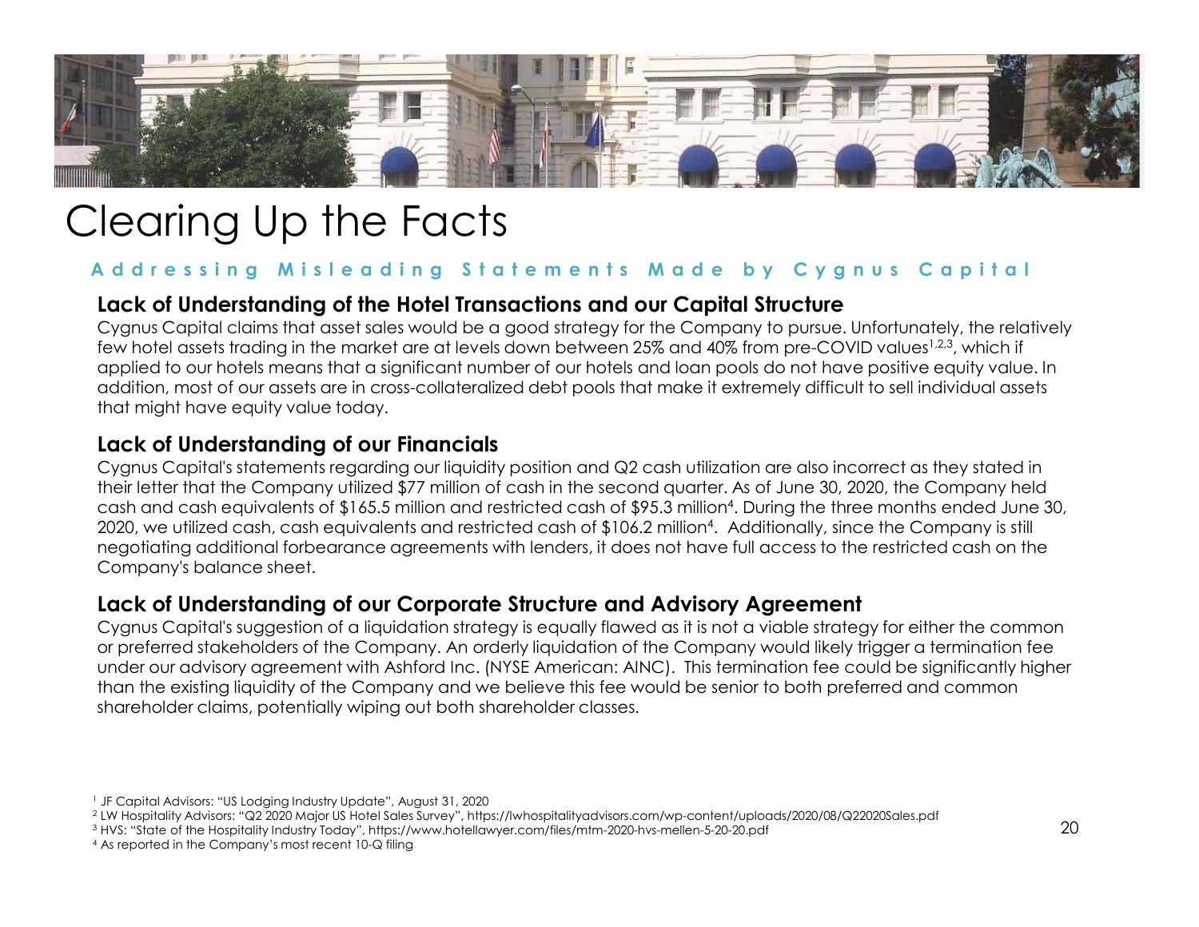# Clearing Up the Facts

**Addressing Misleading Statements Made by Cygnus Capital**

## Lack of Understanding of the Hotel Transactions and our Capital Structure

Cygnus Capital claims that asset sales would be a good strategy for the Company to pursue. Unfortunately, the relatively few hotel assets trading in the market are at levels down between 25% and 40% from pre-COVID values[1,2,3], which if applied to our hotels means that a significant number of our hotels and loan pools do not have positive equity value. In addition, most of our assets are in cross-collateralized debt pools that make it extremely difficult to sell individual assets that might have equity value today.

## Lack of Understanding of our Financials

Cygnus Capital's statements regarding our liquidity position and Q2 cash utilization are also incorrect as they stated in their letter that the Company utilized $77 million of cash in the second quarter. As of June 30, 2020, the Company held cash and cash equivalents of $165.5 million and restricted cash of $95.3 million[4]. During the three months ended June 30, 2020, we utilized cash, cash equivalents and restricted cash of $106.2 million[4]. Additionally, since the Company is still negotiating additional forbearance agreements with lenders, it does not have full access to the restricted cash on the Company's balance sheet.

## Lack of Understanding of our Corporate Structure and Advisory Agreement

Cygnus Capital's suggestion of a liquidation strategy is equally flawed as it is not a viable strategy for either the common or preferred stakeholders of the Company. An orderly liquidation of the Company would likely trigger a termination fee under our advisory agreement with Ashford Inc. (NYSE American: AINC). This termination fee could be significantly higher than the existing liquidity of the Company and we believe this fee would be senior to both preferred and common shareholder claims, potentially wiping out both shareholder classes.

[1] JF Capital Advisors: "US Lodging Industry Update", August 31, 2020

[2] LW Hospitality Advisors: "Q2 2020 Major US Hotel Sales Survey", https://lwhospitalityadvisors.com/wp-content/uploads/2020/08/Q22020Sales.pdf

[3] HVS: "State of the Hospitality Industry Today", https://www.hotellawyer.com/files/mtm-2020-hvs-mellen-5-20-20.pdf

[4] As reported in the Company's most recent 10-Q filing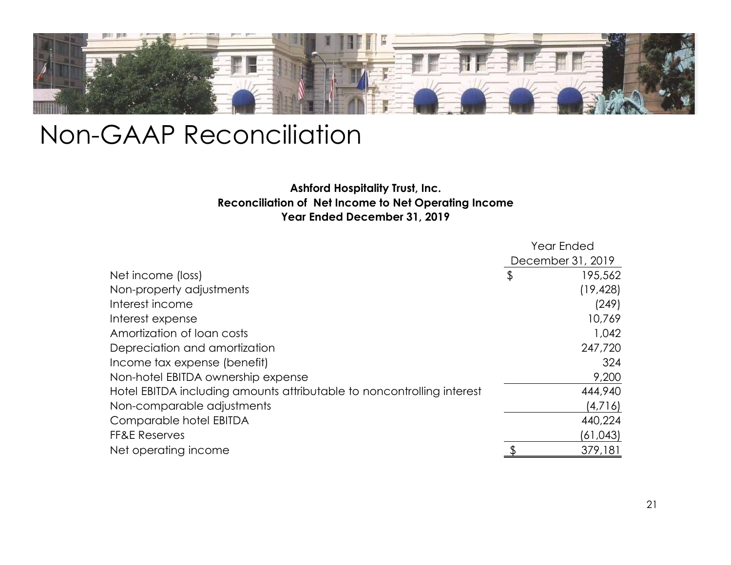# Non-GAAP Reconciliation

**Ashford Hospitality Trust, Inc.**
**Reconciliation of Net Income to Net Operating Income**
**Year Ended December 31, 2019**

| | Year Ended December 31, 2019 |
|---|---|
| Net income (loss) | $ 195,562 |
| Non-property adjustments | (19,428) |
| Interest income | (249) |
| Interest expense | 10,769 |
| Amortization of loan costs | 1,042 |
| Depreciation and amortization | 247,720 |
| Income tax expense (benefit) | 324 |
| Non-hotel EBITDA ownership expense | 9,200 |
| Hotel EBITDA including amounts attributable to noncontrolling interest | 444,940 |
| Non-comparable adjustments | (4,716) |
| Comparable hotel EBITDA | 440,224 |
| FF&E Reserves | (61,043) |
| Net operating income | $ 379,181 |